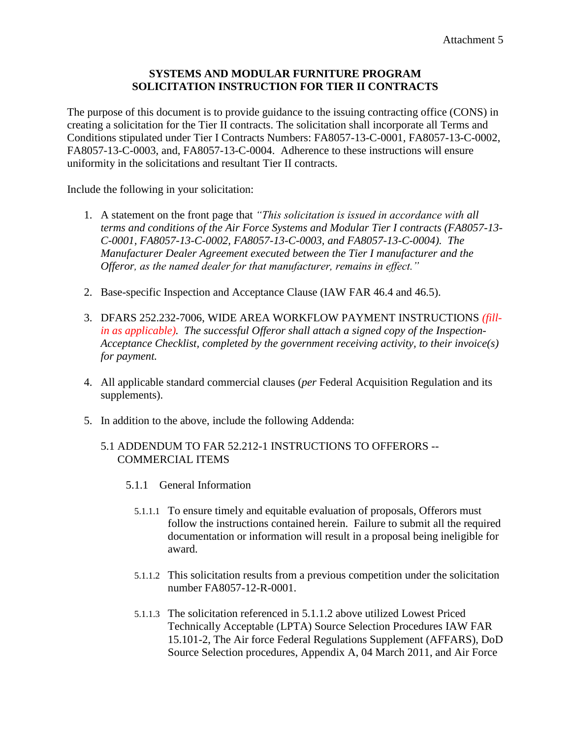Attachment 5

**SYSTEMS AND MODULAR FURNITURE PROGRAM**
**SOLICITATION INSTRUCTION FOR TIER II CONTRACTS**

The purpose of this document is to provide guidance to the issuing contracting office (CONS) in creating a solicitation for the Tier II contracts. The solicitation shall incorporate all Terms and Conditions stipulated under Tier I Contracts Numbers: FA8057-13-C-0001, FA8057-13-C-0002, FA8057-13-C-0003, and, FA8057-13-C-0004. Adherence to these instructions will ensure uniformity in the solicitations and resultant Tier II contracts.

Include the following in your solicitation:

1. A statement on the front page that *"This solicitation is issued in accordance with all terms and conditions of the Air Force Systems and Modular Tier I contracts (FA8057-13-C-0001, FA8057-13-C-0002, FA8057-13-C-0003, and FA8057-13-C-0004). The Manufacturer Dealer Agreement executed between the Tier I manufacturer and the Offeror, as the named dealer for that manufacturer, remains in effect."*

2. Base-specific Inspection and Acceptance Clause (IAW FAR 46.4 and 46.5).

3. DFARS 252.232-7006, WIDE AREA WORKFLOW PAYMENT INSTRUCTIONS *(fill-in as applicable). The successful Offeror shall attach a signed copy of the Inspection-Acceptance Checklist, completed by the government receiving activity, to their invoice(s) for payment.*

4. All applicable standard commercial clauses (*per* Federal Acquisition Regulation and its supplements).

5. In addition to the above, include the following Addenda:

   5.1 ADDENDUM TO FAR 52.212-1 INSTRUCTIONS TO OFFERORS -- COMMERCIAL ITEMS

   5.1.1 General Information

   5.1.1.1 To ensure timely and equitable evaluation of proposals, Offerors must follow the instructions contained herein. Failure to submit all the required documentation or information will result in a proposal being ineligible for award.

   5.1.1.2 This solicitation results from a previous competition under the solicitation number FA8057-12-R-0001.

   5.1.1.3 The solicitation referenced in 5.1.1.2 above utilized Lowest Priced Technically Acceptable (LPTA) Source Selection Procedures IAW FAR 15.101-2, The Air force Federal Regulations Supplement (AFFARS), DoD Source Selection procedures, Appendix A, 04 March 2011, and Air Force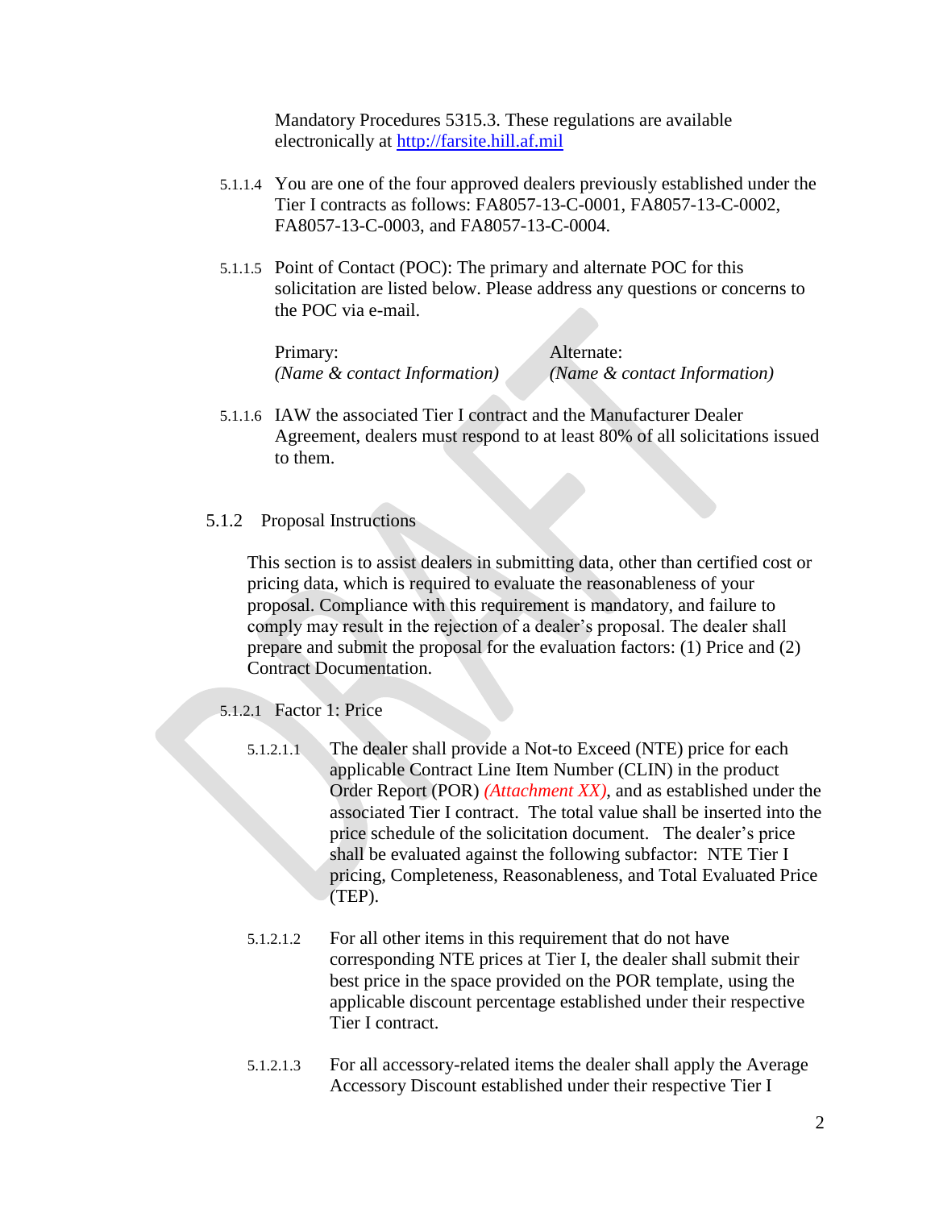Mandatory Procedures 5315.3. These regulations are available electronically at [http://farsite.hill.af.mil](http://farsite.hill.af.mil)

5.1.1.4 You are one of the four approved dealers previously established under the Tier I contracts as follows: FA8057-13-C-0001, FA8057-13-C-0002, FA8057-13-C-0003, and FA8057-13-C-0004.

5.1.1.5 Point of Contact (POC): The primary and alternate POC for this solicitation are listed below. Please address any questions or concerns to the POC via e-mail.

| Primary: | Alternate: |
|---|---|
| *(Name & contact Information)* | *(Name & contact Information)* |

5.1.1.6 IAW the associated Tier I contract and the Manufacturer Dealer Agreement, dealers must respond to at least 80% of all solicitations issued to them.

### 5.1.2 Proposal Instructions

This section is to assist dealers in submitting data, other than certified cost or pricing data, which is required to evaluate the reasonableness of your proposal. Compliance with this requirement is mandatory, and failure to comply may result in the rejection of a dealer's proposal. The dealer shall prepare and submit the proposal for the evaluation factors: (1) Price and (2) Contract Documentation.

5.1.2.1 Factor 1: Price

5.1.2.1.1 The dealer shall provide a Not-to Exceed (NTE) price for each applicable Contract Line Item Number (CLIN) in the product Order Report (POR) *(Attachment XX)*, and as established under the associated Tier I contract. The total value shall be inserted into the price schedule of the solicitation document. The dealer's price shall be evaluated against the following subfactor: NTE Tier I pricing, Completeness, Reasonableness, and Total Evaluated Price (TEP).

5.1.2.1.2 For all other items in this requirement that do not have corresponding NTE prices at Tier I, the dealer shall submit their best price in the space provided on the POR template, using the applicable discount percentage established under their respective Tier I contract.

5.1.2.1.3 For all accessory-related items the dealer shall apply the Average Accessory Discount established under their respective Tier I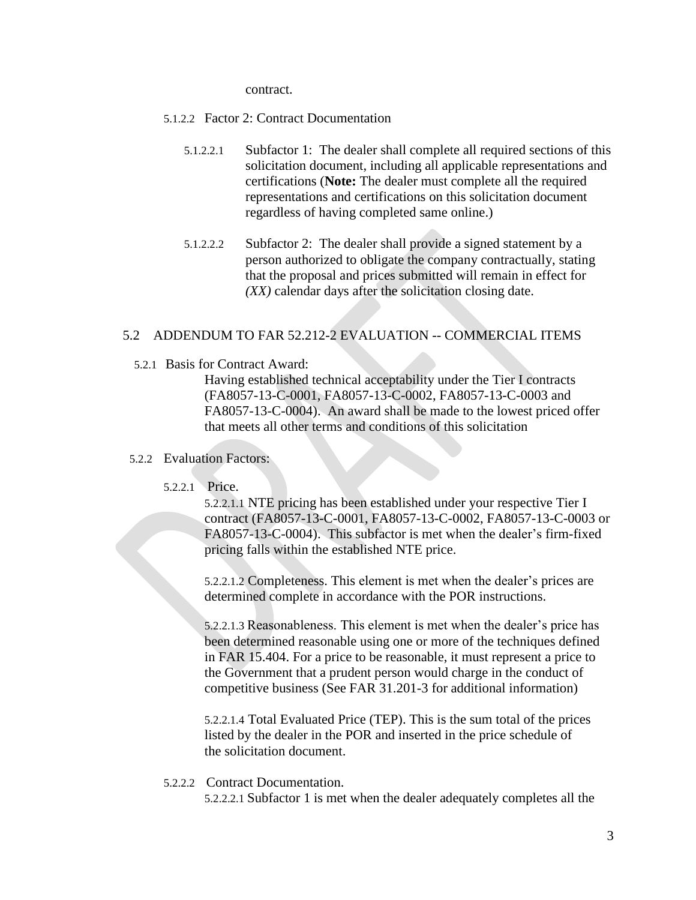contract.

5.1.2.2 Factor 2: Contract Documentation

5.1.2.2.1 Subfactor 1: The dealer shall complete all required sections of this solicitation document, including all applicable representations and certifications (**Note:** The dealer must complete all the required representations and certifications on this solicitation document regardless of having completed same online.)

5.1.2.2.2 Subfactor 2: The dealer shall provide a signed statement by a person authorized to obligate the company contractually, stating that the proposal and prices submitted will remain in effect for *(XX)* calendar days after the solicitation closing date.

## 5.2 ADDENDUM TO FAR 52.212-2 EVALUATION -- COMMERCIAL ITEMS

5.2.1 Basis for Contract Award:

Having established technical acceptability under the Tier I contracts (FA8057-13-C-0001, FA8057-13-C-0002, FA8057-13-C-0003 and FA8057-13-C-0004). An award shall be made to the lowest priced offer that meets all other terms and conditions of this solicitation

5.2.2 Evaluation Factors:

5.2.2.1 Price.

5.2.2.1.1 NTE pricing has been established under your respective Tier I contract (FA8057-13-C-0001, FA8057-13-C-0002, FA8057-13-C-0003 or FA8057-13-C-0004). This subfactor is met when the dealer's firm-fixed pricing falls within the established NTE price.

5.2.2.1.2 Completeness. This element is met when the dealer's prices are determined complete in accordance with the POR instructions.

5.2.2.1.3 Reasonableness. This element is met when the dealer's price has been determined reasonable using one or more of the techniques defined in FAR 15.404. For a price to be reasonable, it must represent a price to the Government that a prudent person would charge in the conduct of competitive business (See FAR 31.201-3 for additional information)

5.2.2.1.4 Total Evaluated Price (TEP). This is the sum total of the prices listed by the dealer in the POR and inserted in the price schedule of the solicitation document.

5.2.2.2 Contract Documentation.

5.2.2.2.1 Subfactor 1 is met when the dealer adequately completes all the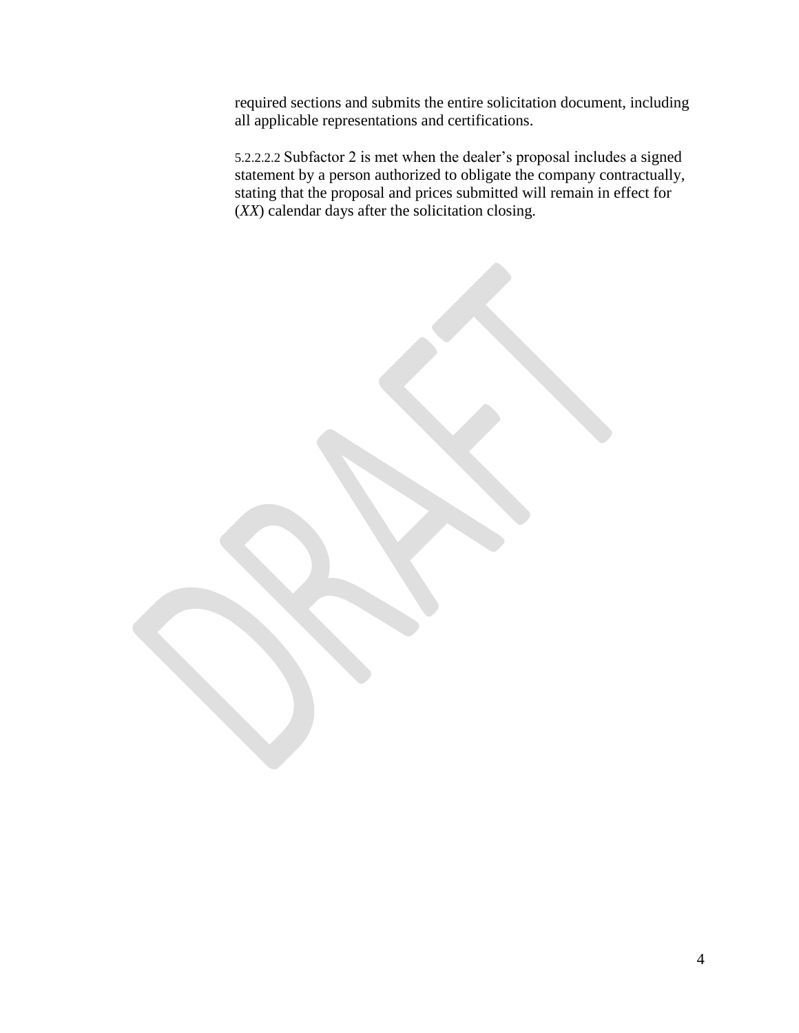required sections and submits the entire solicitation document, including all applicable representations and certifications.

5.2.2.2.2 Subfactor 2 is met when the dealer's proposal includes a signed statement by a person authorized to obligate the company contractually, stating that the proposal and prices submitted will remain in effect for (*XX*) calendar days after the solicitation closing.